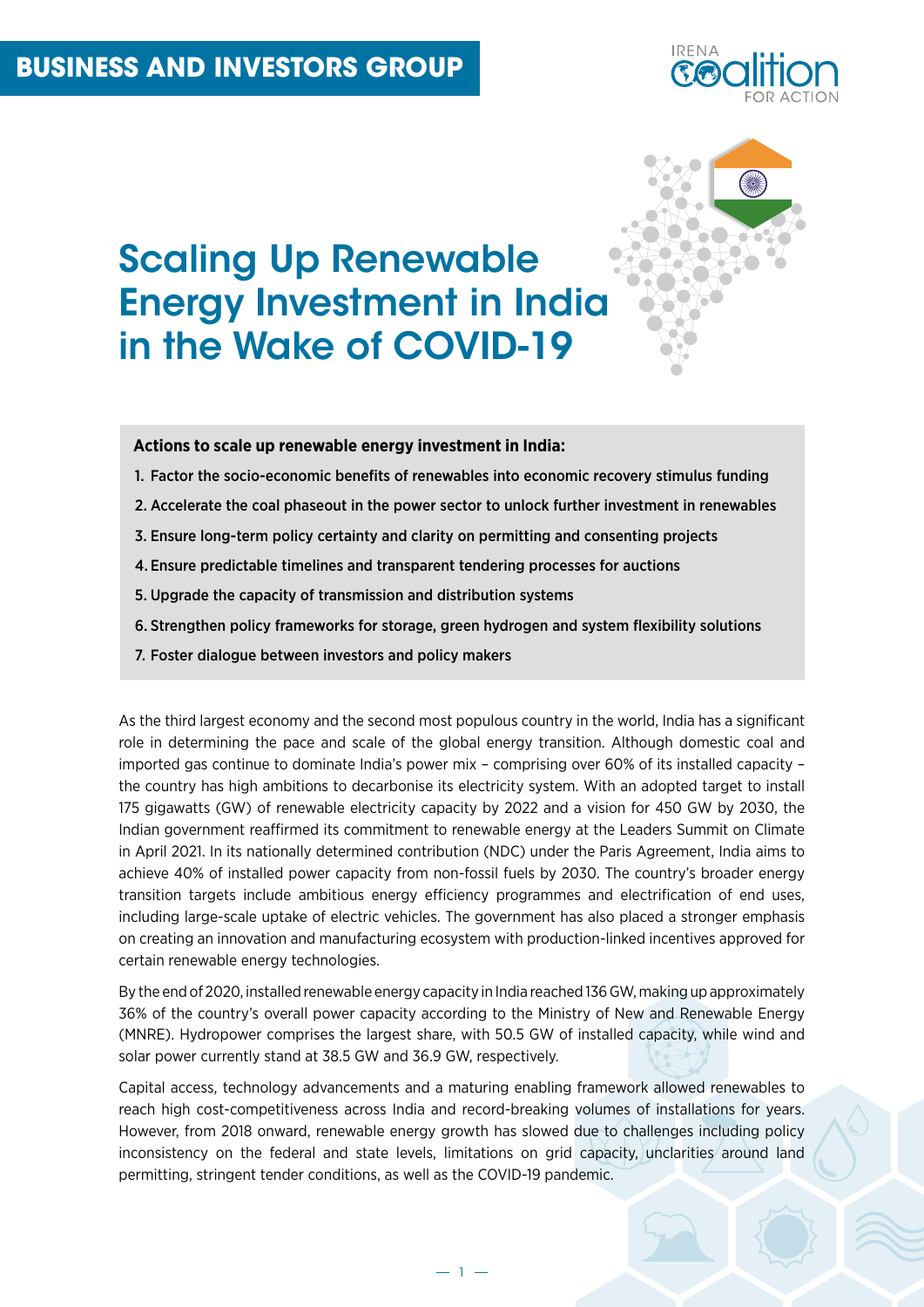BUSINESS AND INVESTORS GROUP

# Scaling Up Renewable Energy Investment in India in the Wake of COVID-19

**Actions to scale up renewable energy investment in India:**

1. Factor the socio-economic benefits of renewables into economic recovery stimulus funding
2. Accelerate the coal phaseout in the power sector to unlock further investment in renewables
3. Ensure long-term policy certainty and clarity on permitting and consenting projects
4. Ensure predictable timelines and transparent tendering processes for auctions
5. Upgrade the capacity of transmission and distribution systems
6. Strengthen policy frameworks for storage, green hydrogen and system flexibility solutions
7. Foster dialogue between investors and policy makers

As the third largest economy and the second most populous country in the world, India has a significant role in determining the pace and scale of the global energy transition. Although domestic coal and imported gas continue to dominate India's power mix – comprising over 60% of its installed capacity – the country has high ambitions to decarbonise its electricity system. With an adopted target to install 175 gigawatts (GW) of renewable electricity capacity by 2022 and a vision for 450 GW by 2030, the Indian government reaffirmed its commitment to renewable energy at the Leaders Summit on Climate in April 2021. In its nationally determined contribution (NDC) under the Paris Agreement, India aims to achieve 40% of installed power capacity from non-fossil fuels by 2030. The country's broader energy transition targets include ambitious energy efficiency programmes and electrification of end uses, including large-scale uptake of electric vehicles. The government has also placed a stronger emphasis on creating an innovation and manufacturing ecosystem with production-linked incentives approved for certain renewable energy technologies.

By the end of 2020, installed renewable energy capacity in India reached 136 GW, making up approximately 36% of the country's overall power capacity according to the Ministry of New and Renewable Energy (MNRE). Hydropower comprises the largest share, with 50.5 GW of installed capacity, while wind and solar power currently stand at 38.5 GW and 36.9 GW, respectively.

Capital access, technology advancements and a maturing enabling framework allowed renewables to reach high cost-competitiveness across India and record-breaking volumes of installations for years. However, from 2018 onward, renewable energy growth has slowed due to challenges including policy inconsistency on the federal and state levels, limitations on grid capacity, unclarities around land permitting, stringent tender conditions, as well as the COVID-19 pandemic.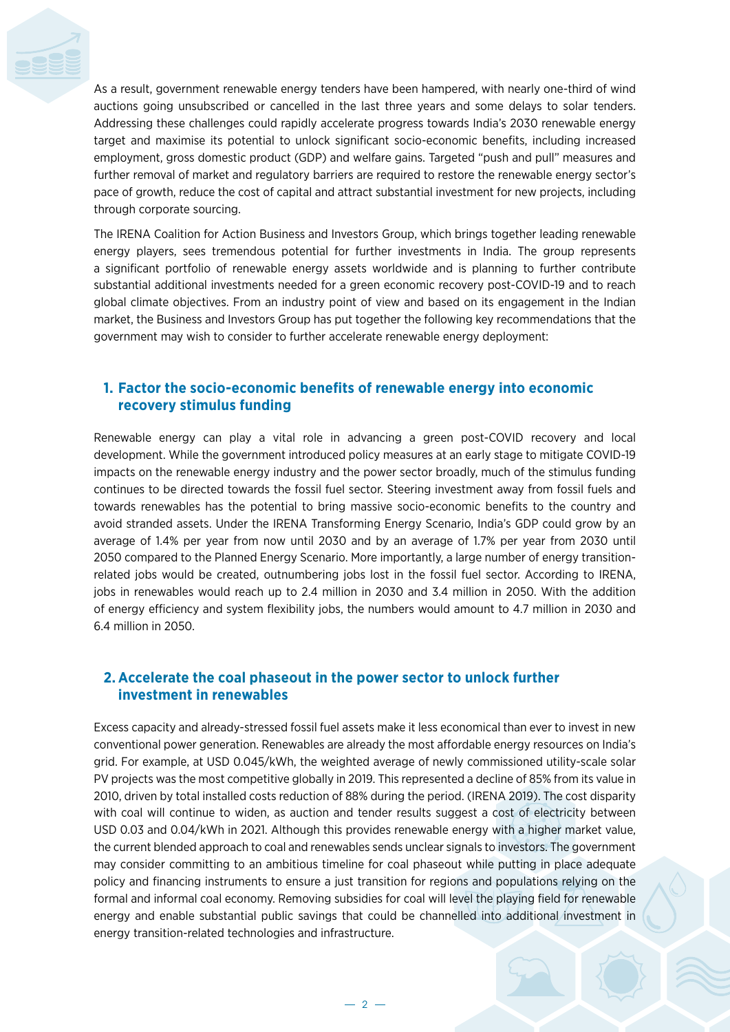As a result, government renewable energy tenders have been hampered, with nearly one-third of wind auctions going unsubscribed or cancelled in the last three years and some delays to solar tenders. Addressing these challenges could rapidly accelerate progress towards India's 2030 renewable energy target and maximise its potential to unlock significant socio-economic benefits, including increased employment, gross domestic product (GDP) and welfare gains. Targeted "push and pull" measures and further removal of market and regulatory barriers are required to restore the renewable energy sector's pace of growth, reduce the cost of capital and attract substantial investment for new projects, including through corporate sourcing.

The IRENA Coalition for Action Business and Investors Group, which brings together leading renewable energy players, sees tremendous potential for further investments in India. The group represents a significant portfolio of renewable energy assets worldwide and is planning to further contribute substantial additional investments needed for a green economic recovery post-COVID-19 and to reach global climate objectives. From an industry point of view and based on its engagement in the Indian market, the Business and Investors Group has put together the following key recommendations that the government may wish to consider to further accelerate renewable energy deployment:

## 1. Factor the socio-economic benefits of renewable energy into economic recovery stimulus funding

Renewable energy can play a vital role in advancing a green post-COVID recovery and local development. While the government introduced policy measures at an early stage to mitigate COVID-19 impacts on the renewable energy industry and the power sector broadly, much of the stimulus funding continues to be directed towards the fossil fuel sector. Steering investment away from fossil fuels and towards renewables has the potential to bring massive socio-economic benefits to the country and avoid stranded assets. Under the IRENA Transforming Energy Scenario, India's GDP could grow by an average of 1.4% per year from now until 2030 and by an average of 1.7% per year from 2030 until 2050 compared to the Planned Energy Scenario. More importantly, a large number of energy transition-related jobs would be created, outnumbering jobs lost in the fossil fuel sector. According to IRENA, jobs in renewables would reach up to 2.4 million in 2030 and 3.4 million in 2050. With the addition of energy efficiency and system flexibility jobs, the numbers would amount to 4.7 million in 2030 and 6.4 million in 2050.

## 2. Accelerate the coal phaseout in the power sector to unlock further investment in renewables

Excess capacity and already-stressed fossil fuel assets make it less economical than ever to invest in new conventional power generation. Renewables are already the most affordable energy resources on India's grid. For example, at USD 0.045/kWh, the weighted average of newly commissioned utility-scale solar PV projects was the most competitive globally in 2019. This represented a decline of 85% from its value in 2010, driven by total installed costs reduction of 88% during the period. (IRENA 2019). The cost disparity with coal will continue to widen, as auction and tender results suggest a cost of electricity between USD 0.03 and 0.04/kWh in 2021. Although this provides renewable energy with a higher market value, the current blended approach to coal and renewables sends unclear signals to investors. The government may consider committing to an ambitious timeline for coal phaseout while putting in place adequate policy and financing instruments to ensure a just transition for regions and populations relying on the formal and informal coal economy. Removing subsidies for coal will level the playing field for renewable energy and enable substantial public savings that could be channelled into additional investment in energy transition-related technologies and infrastructure.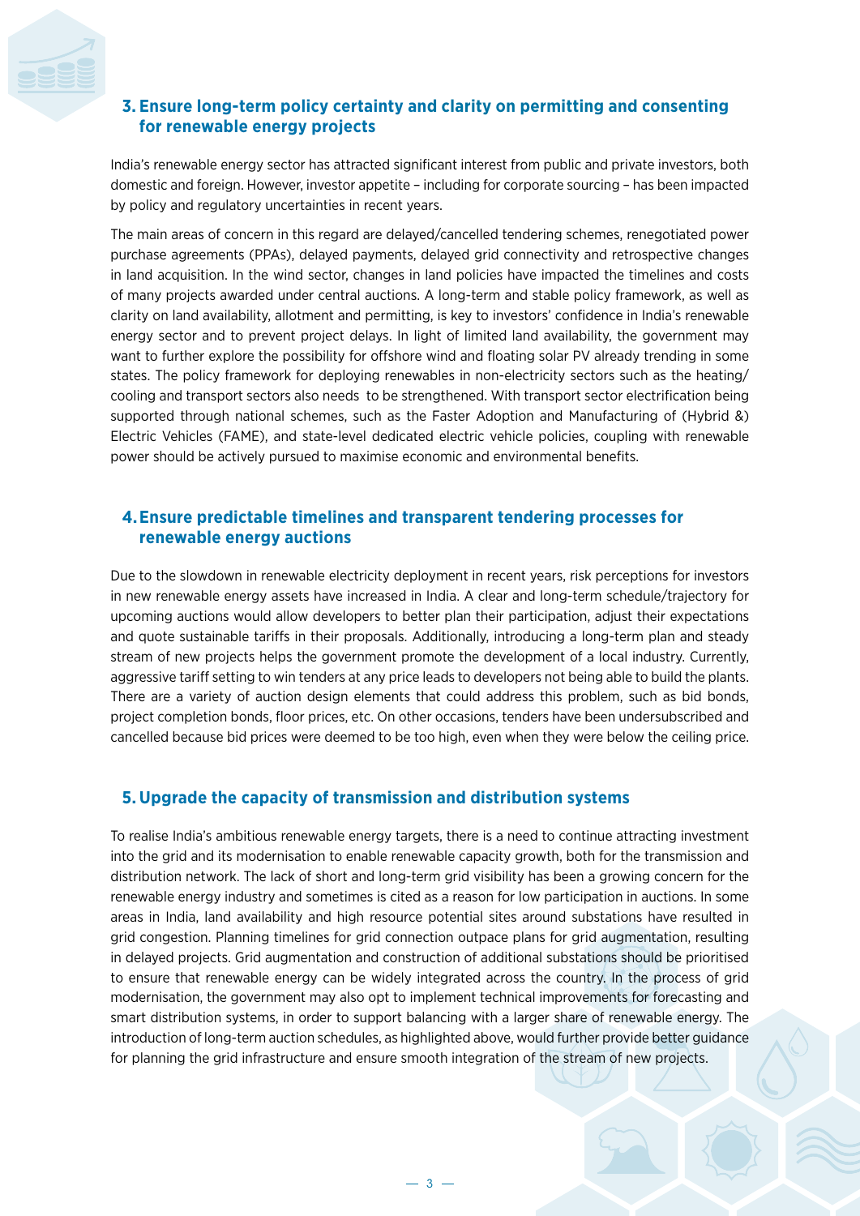### 3. Ensure long-term policy certainty and clarity on permitting and consenting for renewable energy projects

India's renewable energy sector has attracted significant interest from public and private investors, both domestic and foreign. However, investor appetite – including for corporate sourcing – has been impacted by policy and regulatory uncertainties in recent years.

The main areas of concern in this regard are delayed/cancelled tendering schemes, renegotiated power purchase agreements (PPAs), delayed payments, delayed grid connectivity and retrospective changes in land acquisition. In the wind sector, changes in land policies have impacted the timelines and costs of many projects awarded under central auctions. A long-term and stable policy framework, as well as clarity on land availability, allotment and permitting, is key to investors' confidence in India's renewable energy sector and to prevent project delays. In light of limited land availability, the government may want to further explore the possibility for offshore wind and floating solar PV already trending in some states. The policy framework for deploying renewables in non-electricity sectors such as the heating/cooling and transport sectors also needs to be strengthened. With transport sector electrification being supported through national schemes, such as the Faster Adoption and Manufacturing of (Hybrid &) Electric Vehicles (FAME), and state-level dedicated electric vehicle policies, coupling with renewable power should be actively pursued to maximise economic and environmental benefits.

### 4. Ensure predictable timelines and transparent tendering processes for renewable energy auctions

Due to the slowdown in renewable electricity deployment in recent years, risk perceptions for investors in new renewable energy assets have increased in India. A clear and long-term schedule/trajectory for upcoming auctions would allow developers to better plan their participation, adjust their expectations and quote sustainable tariffs in their proposals. Additionally, introducing a long-term plan and steady stream of new projects helps the government promote the development of a local industry. Currently, aggressive tariff setting to win tenders at any price leads to developers not being able to build the plants. There are a variety of auction design elements that could address this problem, such as bid bonds, project completion bonds, floor prices, etc. On other occasions, tenders have been undersubscribed and cancelled because bid prices were deemed to be too high, even when they were below the ceiling price.

### 5. Upgrade the capacity of transmission and distribution systems

To realise India's ambitious renewable energy targets, there is a need to continue attracting investment into the grid and its modernisation to enable renewable capacity growth, both for the transmission and distribution network. The lack of short and long-term grid visibility has been a growing concern for the renewable energy industry and sometimes is cited as a reason for low participation in auctions. In some areas in India, land availability and high resource potential sites around substations have resulted in grid congestion. Planning timelines for grid connection outpace plans for grid augmentation, resulting in delayed projects. Grid augmentation and construction of additional substations should be prioritised to ensure that renewable energy can be widely integrated across the country. In the process of grid modernisation, the government may also opt to implement technical improvements for forecasting and smart distribution systems, in order to support balancing with a larger share of renewable energy. The introduction of long-term auction schedules, as highlighted above, would further provide better guidance for planning the grid infrastructure and ensure smooth integration of the stream of new projects.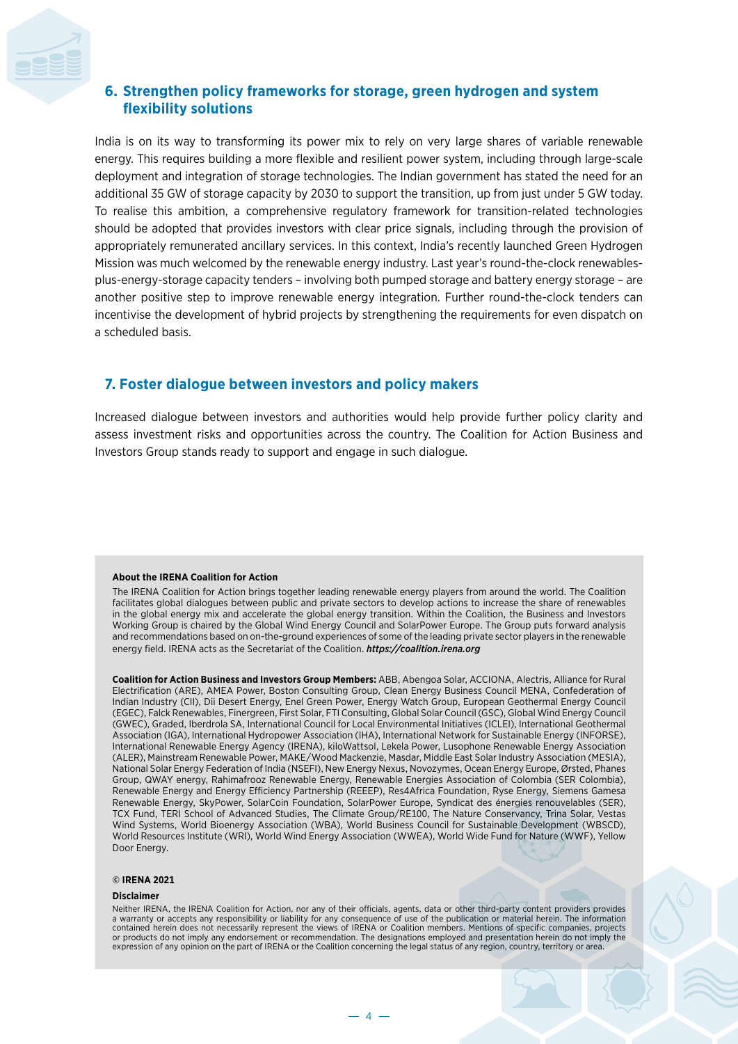## 6. Strengthen policy frameworks for storage, green hydrogen and system flexibility solutions

India is on its way to transforming its power mix to rely on very large shares of variable renewable energy. This requires building a more flexible and resilient power system, including through large-scale deployment and integration of storage technologies. The Indian government has stated the need for an additional 35 GW of storage capacity by 2030 to support the transition, up from just under 5 GW today. To realise this ambition, a comprehensive regulatory framework for transition-related technologies should be adopted that provides investors with clear price signals, including through the provision of appropriately remunerated ancillary services. In this context, India's recently launched Green Hydrogen Mission was much welcomed by the renewable energy industry. Last year's round-the-clock renewables-plus-energy-storage capacity tenders – involving both pumped storage and battery energy storage – are another positive step to improve renewable energy integration. Further round-the-clock tenders can incentivise the development of hybrid projects by strengthening the requirements for even dispatch on a scheduled basis.

## 7. Foster dialogue between investors and policy makers

Increased dialogue between investors and authorities would help provide further policy clarity and assess investment risks and opportunities across the country. The Coalition for Action Business and Investors Group stands ready to support and engage in such dialogue.

**About the IRENA Coalition for Action**

The IRENA Coalition for Action brings together leading renewable energy players from around the world. The Coalition facilitates global dialogues between public and private sectors to develop actions to increase the share of renewables in the global energy mix and accelerate the global energy transition. Within the Coalition, the Business and Investors Working Group is chaired by the Global Wind Energy Council and SolarPower Europe. The Group puts forward analysis and recommendations based on on-the-ground experiences of some of the leading private sector players in the renewable energy field. IRENA acts as the Secretariat of the Coalition. ***https://coalition.irena.org***

**Coalition for Action Business and Investors Group Members:** ABB, Abengoa Solar, ACCIONA, Alectris, Alliance for Rural Electrification (ARE), AMEA Power, Boston Consulting Group, Clean Energy Business Council MENA, Confederation of Indian Industry (CII), Dii Desert Energy, Enel Green Power, Energy Watch Group, European Geothermal Energy Council (EGEC), Falck Renewables, Finergreen, First Solar, FTI Consulting, Global Solar Council (GSC), Global Wind Energy Council (GWEC), Graded, Iberdrola SA, International Council for Local Environmental Initiatives (ICLEI), International Geothermal Association (IGA), International Hydropower Association (IHA), International Network for Sustainable Energy (INFORSE), International Renewable Energy Agency (IRENA), kiloWattsol, Lekela Power, Lusophone Renewable Energy Association (ALER), Mainstream Renewable Power, MAKE/Wood Mackenzie, Masdar, Middle East Solar Industry Association (MESIA), National Solar Energy Federation of India (NSEFI), New Energy Nexus, Novozymes, Ocean Energy Europe, Ørsted, Phanes Group, QWAY energy, Rahimafrooz Renewable Energy, Renewable Energies Association of Colombia (SER Colombia), Renewable Energy and Energy Efficiency Partnership (REEEP), Res4Africa Foundation, Ryse Energy, Siemens Gamesa Renewable Energy, SkyPower, SolarCoin Foundation, SolarPower Europe, Syndicat des énergies renouvelables (SER), TCX Fund, TERI School of Advanced Studies, The Climate Group/RE100, The Nature Conservancy, Trina Solar, Vestas Wind Systems, World Bioenergy Association (WBA), World Business Council for Sustainable Development (WBSCD), World Resources Institute (WRI), World Wind Energy Association (WWEA), World Wide Fund for Nature (WWF), Yellow Door Energy.

**© IRENA 2021**

**Disclaimer**

Neither IRENA, the IRENA Coalition for Action, nor any of their officials, agents, data or other third-party content providers provides a warranty or accepts any responsibility or liability for any consequence of use of the publication or material herein. The information contained herein does not necessarily represent the views of IRENA or Coalition members. Mentions of specific companies, projects or products do not imply any endorsement or recommendation. The designations employed and presentation herein do not imply the expression of any opinion on the part of IRENA or the Coalition concerning the legal status of any region, country, territory or area.